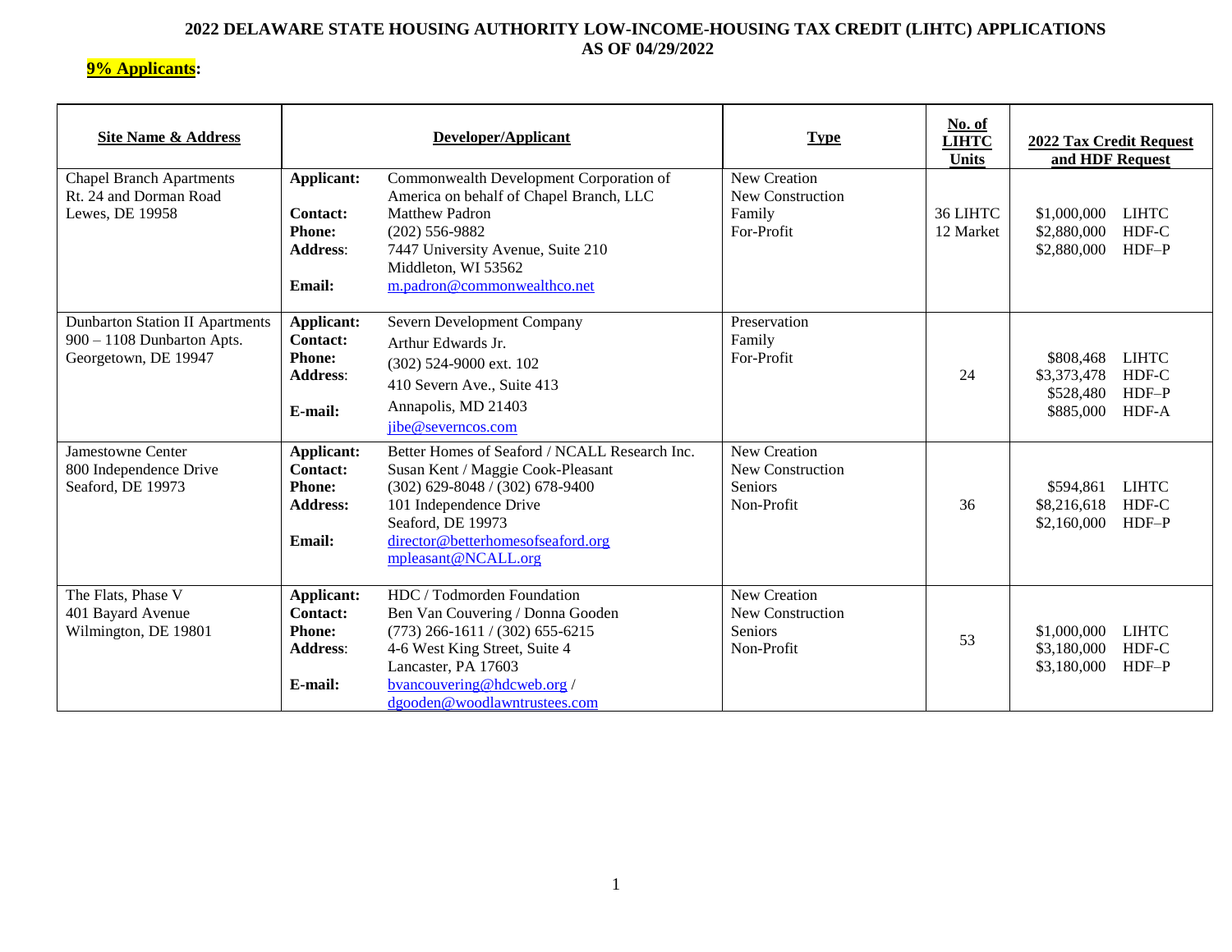# 2022 DELAWARE STATE HOUSING AUTHORITY LOW-INCOME-HOUSING TAX CREDIT (LIHTC) APPLICATIONS AS OF 04/29/2022

**9% Applicants:**

| Site Name & Address | Developer/Applicant | | Type | No. of LIHTC Units | 2022 Tax Credit Request and HDF Request |
|---|---|---|---|---|---|
| Chapel Branch Apartments<br>Rt. 24 and Dorman Road<br>Lewes, DE 19958 | **Applicant:**<br><br>**Contact:**<br>**Phone:**<br>**Address:**<br><br>**Email:** | Commonwealth Development Corporation of America on behalf of Chapel Branch, LLC<br>Matthew Padron<br>(202) 556-9882<br>7447 University Avenue, Suite 210<br>Middleton, WI 53562<br>m.padron@commonwealthco.net | New Creation<br>New Construction<br>Family<br>For-Profit | 36 LIHTC<br>12 Market | $1,000,000 LIHTC<br>$2,880,000 HDF-C<br>$2,880,000 HDF–P |
| Dunbarton Station II Apartments<br>900 – 1108 Dunbarton Apts.<br>Georgetown, DE 19947 | **Applicant:**<br>**Contact:**<br>**Phone:**<br>**Address:**<br><br>**E-mail:** | Severn Development Company<br>Arthur Edwards Jr.<br>(302) 524-9000 ext. 102<br>410 Severn Ave., Suite 413<br>Annapolis, MD 21403<br>jibe@severncos.com | Preservation<br>Family<br>For-Profit | 24 | $808,468 LIHTC<br>$3,373,478 HDF-C<br>$528,480 HDF–P<br>$885,000 HDF-A |
| Jamestowne Center<br>800 Independence Drive<br>Seaford, DE 19973 | **Applicant:**<br>**Contact:**<br>**Phone:**<br>**Address:**<br><br>**Email:** | Better Homes of Seaford / NCALL Research Inc.<br>Susan Kent / Maggie Cook-Pleasant<br>(302) 629-8048 / (302) 678-9400<br>101 Independence Drive<br>Seaford, DE 19973<br>director@betterhomesofseaford.org<br>mpleasant@NCALL.org | New Creation<br>New Construction<br>Seniors<br>Non-Profit | 36 | $594,861 LIHTC<br>$8,216,618 HDF-C<br>$2,160,000 HDF–P |
| The Flats, Phase V<br>401 Bayard Avenue<br>Wilmington, DE 19801 | **Applicant:**<br>**Contact:**<br>**Phone:**<br>**Address:**<br><br>**E-mail:** | HDC / Todmorden Foundation<br>Ben Van Couvering / Donna Gooden<br>(773) 266-1611 / (302) 655-6215<br>4-6 West King Street, Suite 4<br>Lancaster, PA 17603<br>bvancouvering@hdcweb.org /<br>dgooden@woodlawntrustees.com | New Creation<br>New Construction<br>Seniors<br>Non-Profit | 53 | $1,000,000 LIHTC<br>$3,180,000 HDF-C<br>$3,180,000 HDF–P |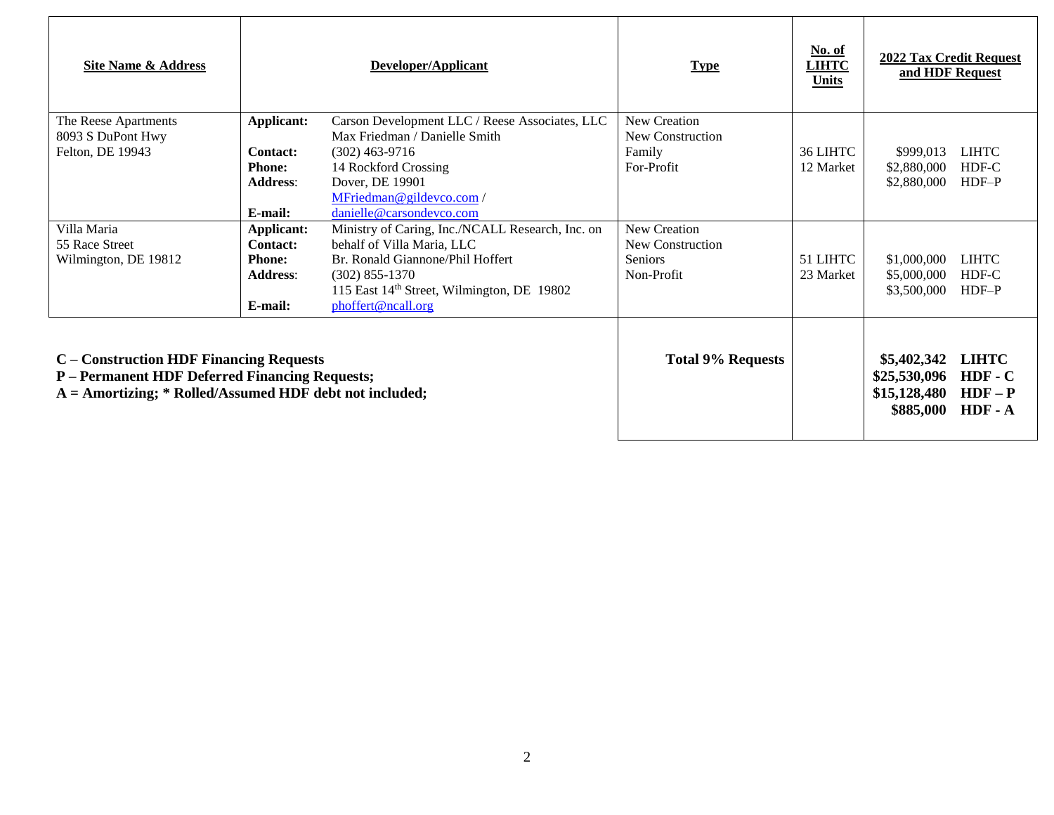| Site Name & Address | Developer/Applicant | | Type | No. of LIHTC Units | 2022 Tax Credit Request and HDF Request |
|---|---|---|---|---|---|
| The Reese Apartments<br>8093 S DuPont Hwy<br>Felton, DE 19943 | **Applicant:**<br><br>**Contact:**<br>**Phone:**<br>**Address:**<br><br>**E-mail:** | Carson Development LLC / Reese Associates, LLC<br>Max Friedman / Danielle Smith<br>(302) 463-9716<br>14 Rockford Crossing<br>Dover, DE 19901<br>MFriedman@gildevco.com /<br>danielle@carsondevco.com | New Creation<br>New Construction<br>Family<br>For-Profit | 36 LIHTC<br>12 Market | $999,013 LIHTC<br>$2,880,000 HDF-C<br>$2,880,000 HDF–P |
| Villa Maria<br>55 Race Street<br>Wilmington, DE 19812 | **Applicant:**<br>**Contact:**<br>**Phone:**<br>**Address:**<br><br>**E-mail:** | Ministry of Caring, Inc./NCALL Research, Inc. on behalf of Villa Maria, LLC<br>Br. Ronald Giannone/Phil Hoffert<br>(302) 855-1370<br>115 East 14th Street, Wilmington, DE 19802<br>phoffert@ncall.org | New Creation<br>New Construction<br>Seniors<br>Non-Profit | 51 LIHTC<br>23 Market | $1,000,000 LIHTC<br>$5,000,000 HDF-C<br>$3,500,000 HDF–P |
| **C – Construction HDF Financing Requests**<br>**P – Permanent HDF Deferred Financing Requests;**<br>**A = Amortizing; * Rolled/Assumed HDF debt not included;** | | | **Total 9% Requests** | | **$5,402,342 LIHTC**<br>**$25,530,096 HDF - C**<br>**$15,128,480 HDF – P**<br>**$885,000 HDF - A** |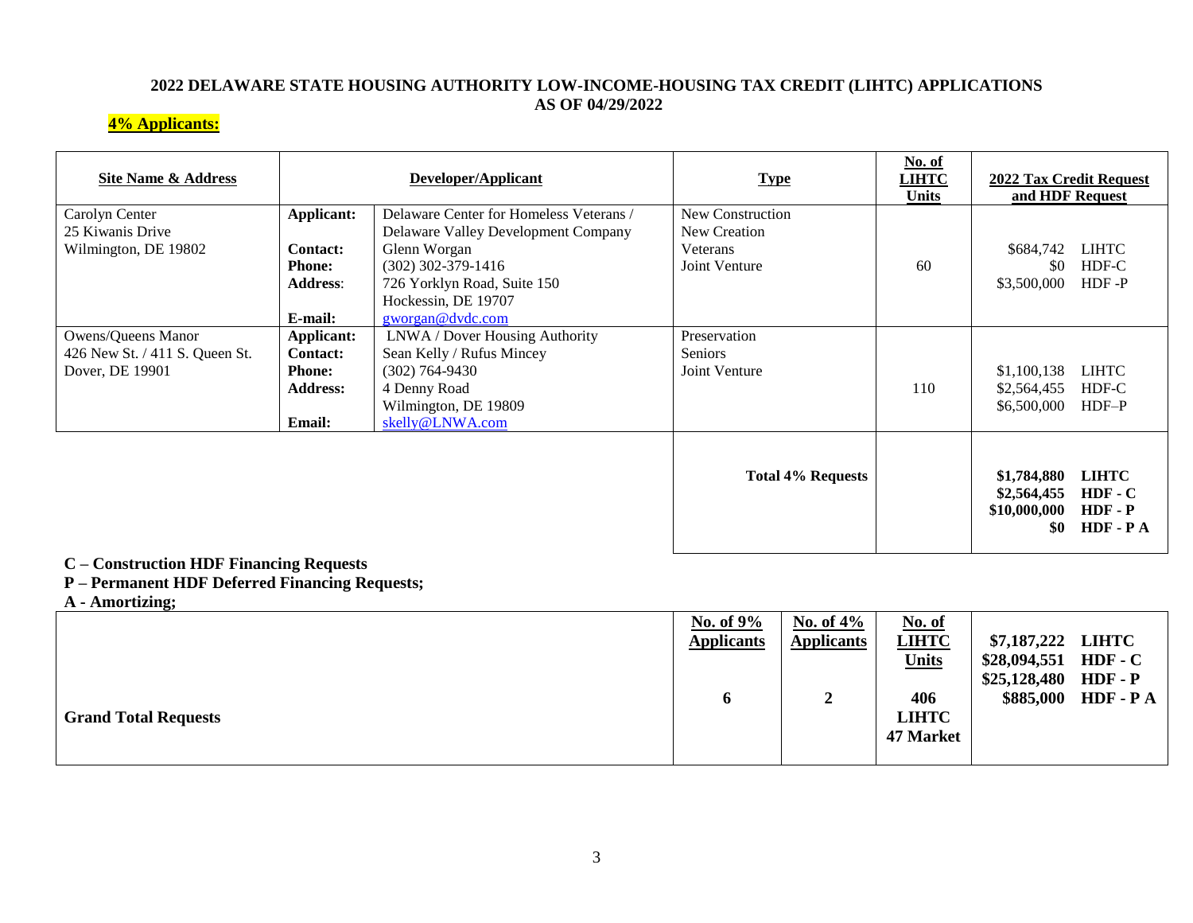## 2022 DELAWARE STATE HOUSING AUTHORITY LOW-INCOME-HOUSING TAX CREDIT (LIHTC) APPLICATIONS AS OF 04/29/2022

**4% Applicants:**

| Site Name & Address | | Developer/Applicant | Type | No. of LIHTC Units | 2022 Tax Credit Request and HDF Request |
|---|---|---|---|---|---|
| Carolyn Center<br>25 Kiwanis Drive<br>Wilmington, DE 19802 | **Applicant:**<br><br>**Contact:**<br>**Phone:**<br>**Address**:<br><br>**E-mail:** | Delaware Center for Homeless Veterans / Delaware Valley Development Company<br>Glenn Worgan<br>(302) 302-379-1416<br>726 Yorklyn Road, Suite 150<br>Hockessin, DE 19707<br>gworgan@dvdc.com | New Construction<br>New Creation<br>Veterans<br>Joint Venture | 60 | $684,742 LIHTC<br>$0 HDF-C<br>$3,500,000 HDF -P |
| Owens/Queens Manor<br>426 New St. / 411 S. Queen St.<br>Dover, DE 19901 | **Applicant:**<br>**Contact:**<br>**Phone:**<br>**Address:**<br><br>**Email:** | LNWA / Dover Housing Authority<br>Sean Kelly / Rufus Mincey<br>(302) 764-9430<br>4 Denny Road<br>Wilmington, DE 19809<br>skelly@LNWA.com | Preservation<br>Seniors<br>Joint Venture | 110 | $1,100,138 LIHTC<br>$2,564,455 HDF-C<br>$6,500,000 HDF–P |
| | | | **Total 4% Requests** | | **$1,784,880 LIHTC**<br>**$2,564,455 HDF - C**<br>**$10,000,000 HDF - P**<br>**$0 HDF - P A** |

**C – Construction HDF Financing Requests**
**P – Permanent HDF Deferred Financing Requests;**
**A - Amortizing;**

| | No. of 9% Applicants | No. of 4% Applicants | No. of LIHTC Units | |
|---|---|---|---|---|
| **Grand Total Requests** | **6** | **2** | **406 LIHTC**<br>**47 Market** | **$7,187,222 LIHTC**<br>**$28,094,551 HDF - C**<br>**$25,128,480 HDF - P**<br>**$885,000 HDF - P A** |